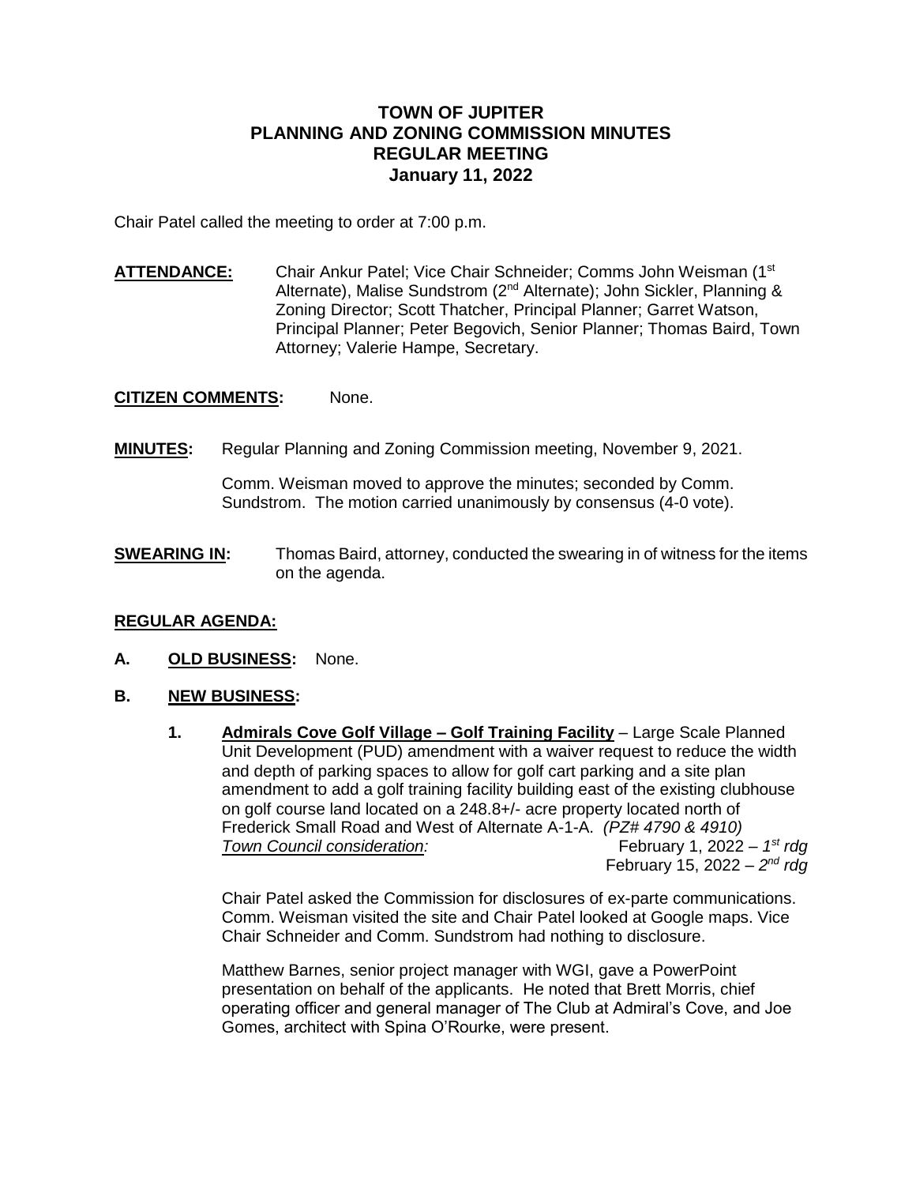# TOWN OF JUPITER
# PLANNING AND ZONING COMMISSION MINUTES
## REGULAR MEETING
## January 11, 2022

Chair Patel called the meeting to order at 7:00 p.m.

**ATTENDANCE:** Chair Ankur Patel; Vice Chair Schneider; Comms John Weisman (1st Alternate), Malise Sundstrom (2nd Alternate); John Sickler, Planning & Zoning Director; Scott Thatcher, Principal Planner; Garret Watson, Principal Planner; Peter Begovich, Senior Planner; Thomas Baird, Town Attorney; Valerie Hampe, Secretary.

**CITIZEN COMMENTS:** None.

**MINUTES:** Regular Planning and Zoning Commission meeting, November 9, 2021.

Comm. Weisman moved to approve the minutes; seconded by Comm. Sundstrom. The motion carried unanimously by consensus (4-0 vote).

**SWEARING IN:** Thomas Baird, attorney, conducted the swearing in of witness for the items on the agenda.

**REGULAR AGENDA:**

**A. OLD BUSINESS:** None.

**B. NEW BUSINESS:**

**1. Admirals Cove Golf Village – Golf Training Facility** – Large Scale Planned Unit Development (PUD) amendment with a waiver request to reduce the width and depth of parking spaces to allow for golf cart parking and a site plan amendment to add a golf training facility building east of the existing clubhouse on golf course land located on a 248.8+/- acre property located north of Frederick Small Road and West of Alternate A-1-A. *(PZ# 4790 & 4910)*

*Town Council consideration:* February 1, 2022 – *1st rdg*
February 15, 2022 – *2nd rdg*

Chair Patel asked the Commission for disclosures of ex-parte communications. Comm. Weisman visited the site and Chair Patel looked at Google maps. Vice Chair Schneider and Comm. Sundstrom had nothing to disclosure.

Matthew Barnes, senior project manager with WGI, gave a PowerPoint presentation on behalf of the applicants. He noted that Brett Morris, chief operating officer and general manager of The Club at Admiral's Cove, and Joe Gomes, architect with Spina O'Rourke, were present.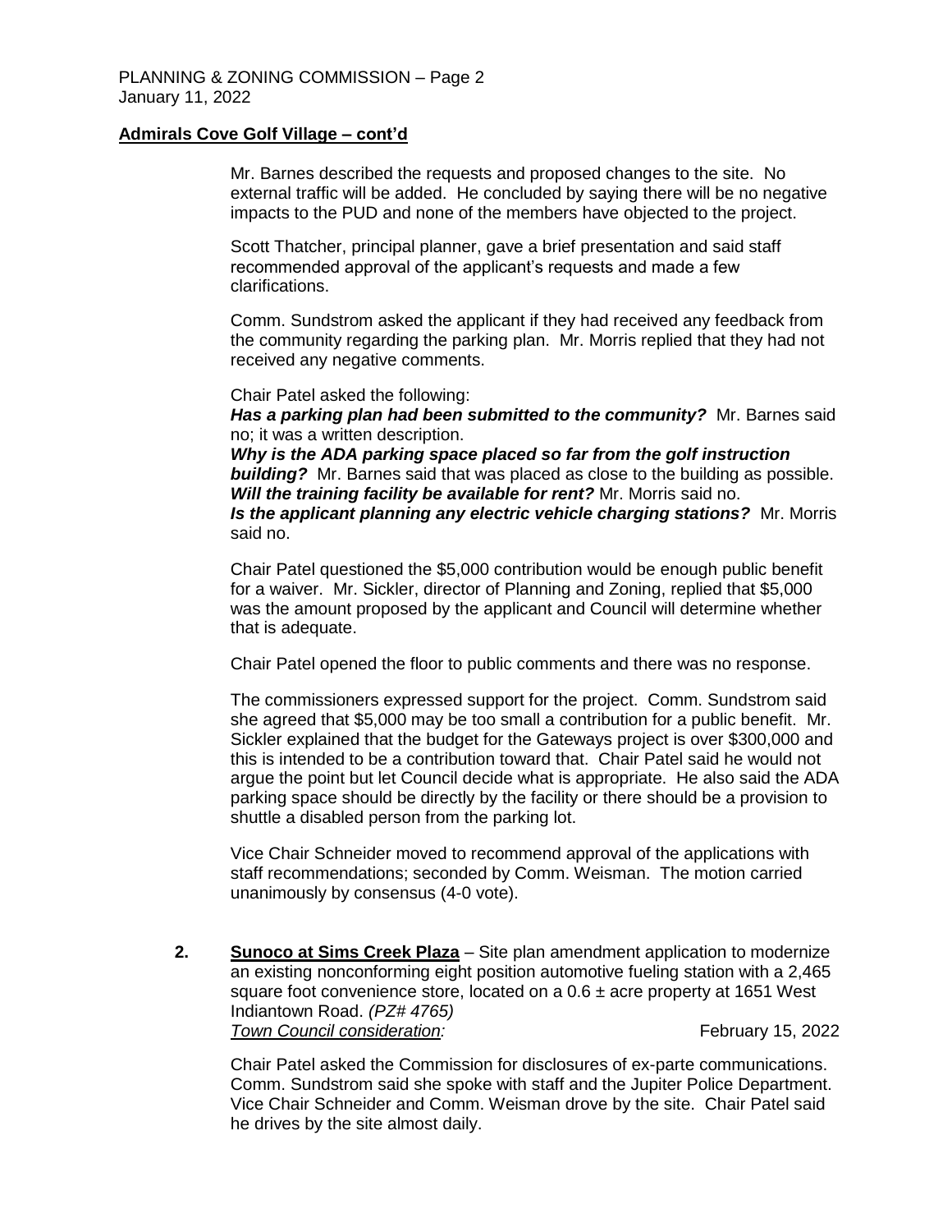**Admirals Cove Golf Village – cont'd**

Mr. Barnes described the requests and proposed changes to the site. No external traffic will be added. He concluded by saying there will be no negative impacts to the PUD and none of the members have objected to the project.

Scott Thatcher, principal planner, gave a brief presentation and said staff recommended approval of the applicant's requests and made a few clarifications.

Comm. Sundstrom asked the applicant if they had received any feedback from the community regarding the parking plan. Mr. Morris replied that they had not received any negative comments.

Chair Patel asked the following:

***Has a parking plan had been submitted to the community?*** Mr. Barnes said no; it was a written description.

***Why is the ADA parking space placed so far from the golf instruction building?*** Mr. Barnes said that was placed as close to the building as possible.

***Will the training facility be available for rent?*** Mr. Morris said no.

***Is the applicant planning any electric vehicle charging stations?*** Mr. Morris said no.

Chair Patel questioned the $5,000 contribution would be enough public benefit for a waiver. Mr. Sickler, director of Planning and Zoning, replied that $5,000 was the amount proposed by the applicant and Council will determine whether that is adequate.

Chair Patel opened the floor to public comments and there was no response.

The commissioners expressed support for the project. Comm. Sundstrom said she agreed that $5,000 may be too small a contribution for a public benefit. Mr. Sickler explained that the budget for the Gateways project is over $300,000 and this is intended to be a contribution toward that. Chair Patel said he would not argue the point but let Council decide what is appropriate. He also said the ADA parking space should be directly by the facility or there should be a provision to shuttle a disabled person from the parking lot.

Vice Chair Schneider moved to recommend approval of the applications with staff recommendations; seconded by Comm. Weisman. The motion carried unanimously by consensus (4-0 vote).

**2.** **Sunoco at Sims Creek Plaza** – Site plan amendment application to modernize an existing nonconforming eight position automotive fueling station with a 2,465 square foot convenience store, located on a 0.6 ± acre property at 1651 West Indiantown Road. *(PZ# 4765)*

*Town Council consideration:* February 15, 2022

Chair Patel asked the Commission for disclosures of ex-parte communications. Comm. Sundstrom said she spoke with staff and the Jupiter Police Department. Vice Chair Schneider and Comm. Weisman drove by the site. Chair Patel said he drives by the site almost daily.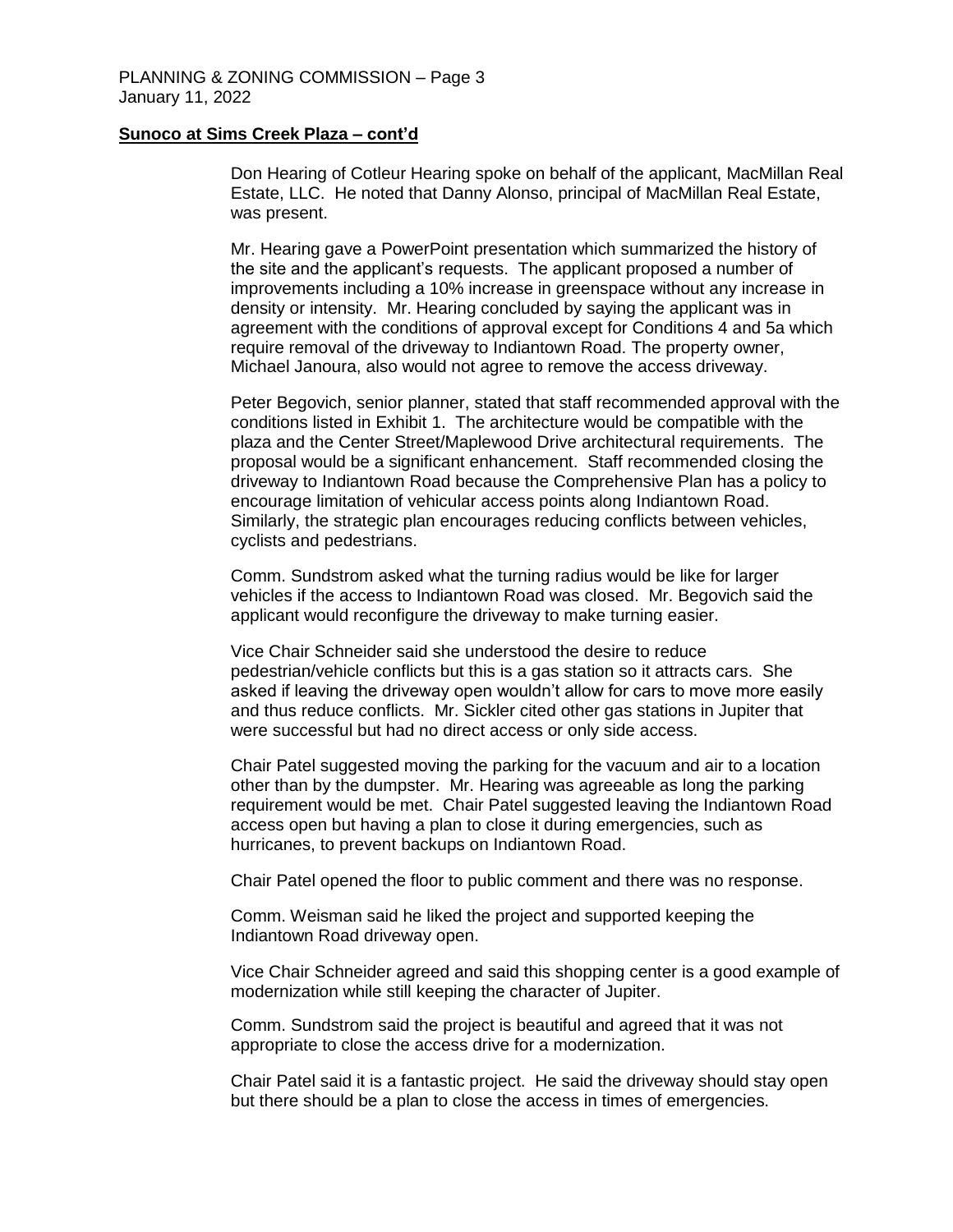**Sunoco at Sims Creek Plaza – cont'd**

Don Hearing of Cotleur Hearing spoke on behalf of the applicant, MacMillan Real Estate, LLC. He noted that Danny Alonso, principal of MacMillan Real Estate, was present.

Mr. Hearing gave a PowerPoint presentation which summarized the history of the site and the applicant's requests. The applicant proposed a number of improvements including a 10% increase in greenspace without any increase in density or intensity. Mr. Hearing concluded by saying the applicant was in agreement with the conditions of approval except for Conditions 4 and 5a which require removal of the driveway to Indiantown Road. The property owner, Michael Janoura, also would not agree to remove the access driveway.

Peter Begovich, senior planner, stated that staff recommended approval with the conditions listed in Exhibit 1. The architecture would be compatible with the plaza and the Center Street/Maplewood Drive architectural requirements. The proposal would be a significant enhancement. Staff recommended closing the driveway to Indiantown Road because the Comprehensive Plan has a policy to encourage limitation of vehicular access points along Indiantown Road. Similarly, the strategic plan encourages reducing conflicts between vehicles, cyclists and pedestrians.

Comm. Sundstrom asked what the turning radius would be like for larger vehicles if the access to Indiantown Road was closed. Mr. Begovich said the applicant would reconfigure the driveway to make turning easier.

Vice Chair Schneider said she understood the desire to reduce pedestrian/vehicle conflicts but this is a gas station so it attracts cars. She asked if leaving the driveway open wouldn't allow for cars to move more easily and thus reduce conflicts. Mr. Sickler cited other gas stations in Jupiter that were successful but had no direct access or only side access.

Chair Patel suggested moving the parking for the vacuum and air to a location other than by the dumpster. Mr. Hearing was agreeable as long the parking requirement would be met. Chair Patel suggested leaving the Indiantown Road access open but having a plan to close it during emergencies, such as hurricanes, to prevent backups on Indiantown Road.

Chair Patel opened the floor to public comment and there was no response.

Comm. Weisman said he liked the project and supported keeping the Indiantown Road driveway open.

Vice Chair Schneider agreed and said this shopping center is a good example of modernization while still keeping the character of Jupiter.

Comm. Sundstrom said the project is beautiful and agreed that it was not appropriate to close the access drive for a modernization.

Chair Patel said it is a fantastic project. He said the driveway should stay open but there should be a plan to close the access in times of emergencies.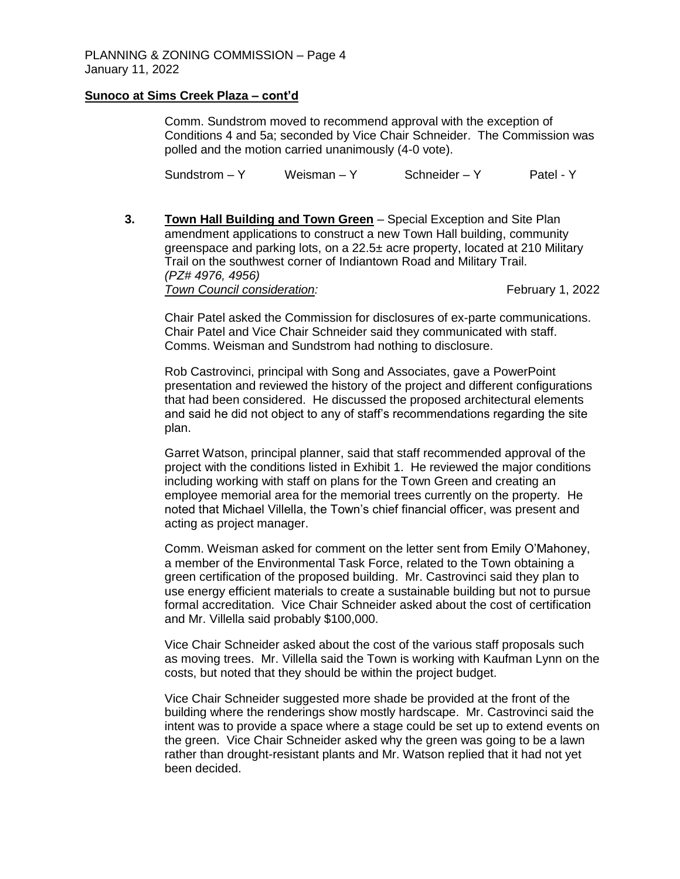**Sunoco at Sims Creek Plaza – cont'd**

Comm. Sundstrom moved to recommend approval with the exception of Conditions 4 and 5a; seconded by Vice Chair Schneider. The Commission was polled and the motion carried unanimously (4-0 vote).

Sundstrom – Y  Weisman – Y  Schneider – Y  Patel - Y

**3.** **Town Hall Building and Town Green** – Special Exception and Site Plan amendment applications to construct a new Town Hall building, community greenspace and parking lots, on a 22.5± acre property, located at 210 Military Trail on the southwest corner of Indiantown Road and Military Trail. *(PZ# 4976, 4956)*
*Town Council consideration:* February 1, 2022

Chair Patel asked the Commission for disclosures of ex-parte communications. Chair Patel and Vice Chair Schneider said they communicated with staff. Comms. Weisman and Sundstrom had nothing to disclosure.

Rob Castrovinci, principal with Song and Associates, gave a PowerPoint presentation and reviewed the history of the project and different configurations that had been considered. He discussed the proposed architectural elements and said he did not object to any of staff's recommendations regarding the site plan.

Garret Watson, principal planner, said that staff recommended approval of the project with the conditions listed in Exhibit 1. He reviewed the major conditions including working with staff on plans for the Town Green and creating an employee memorial area for the memorial trees currently on the property. He noted that Michael Villella, the Town's chief financial officer, was present and acting as project manager.

Comm. Weisman asked for comment on the letter sent from Emily O'Mahoney, a member of the Environmental Task Force, related to the Town obtaining a green certification of the proposed building. Mr. Castrovinci said they plan to use energy efficient materials to create a sustainable building but not to pursue formal accreditation. Vice Chair Schneider asked about the cost of certification and Mr. Villella said probably $100,000.

Vice Chair Schneider asked about the cost of the various staff proposals such as moving trees. Mr. Villella said the Town is working with Kaufman Lynn on the costs, but noted that they should be within the project budget.

Vice Chair Schneider suggested more shade be provided at the front of the building where the renderings show mostly hardscape. Mr. Castrovinci said the intent was to provide a space where a stage could be set up to extend events on the green. Vice Chair Schneider asked why the green was going to be a lawn rather than drought-resistant plants and Mr. Watson replied that it had not yet been decided.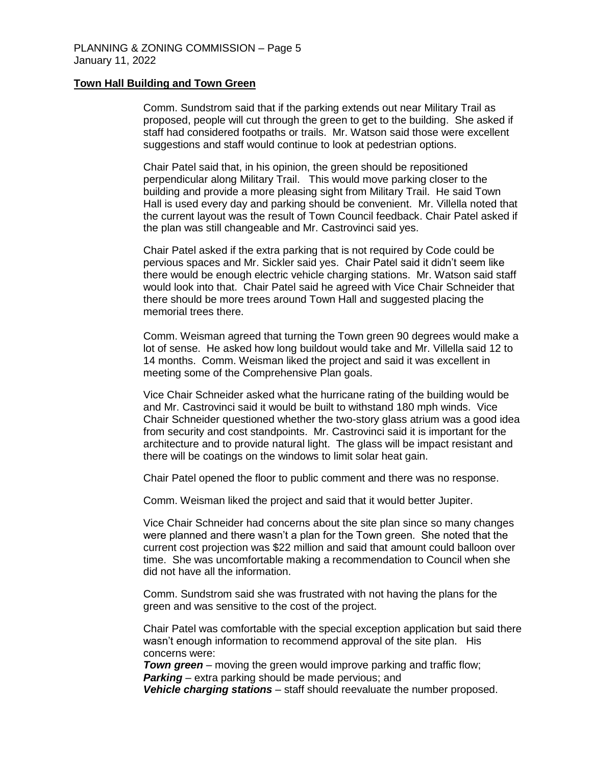**Town Hall Building and Town Green**

Comm. Sundstrom said that if the parking extends out near Military Trail as proposed, people will cut through the green to get to the building. She asked if staff had considered footpaths or trails. Mr. Watson said those were excellent suggestions and staff would continue to look at pedestrian options.

Chair Patel said that, in his opinion, the green should be repositioned perpendicular along Military Trail. This would move parking closer to the building and provide a more pleasing sight from Military Trail. He said Town Hall is used every day and parking should be convenient. Mr. Villella noted that the current layout was the result of Town Council feedback. Chair Patel asked if the plan was still changeable and Mr. Castrovinci said yes.

Chair Patel asked if the extra parking that is not required by Code could be pervious spaces and Mr. Sickler said yes. Chair Patel said it didn't seem like there would be enough electric vehicle charging stations. Mr. Watson said staff would look into that. Chair Patel said he agreed with Vice Chair Schneider that there should be more trees around Town Hall and suggested placing the memorial trees there.

Comm. Weisman agreed that turning the Town green 90 degrees would make a lot of sense. He asked how long buildout would take and Mr. Villella said 12 to 14 months. Comm. Weisman liked the project and said it was excellent in meeting some of the Comprehensive Plan goals.

Vice Chair Schneider asked what the hurricane rating of the building would be and Mr. Castrovinci said it would be built to withstand 180 mph winds. Vice Chair Schneider questioned whether the two-story glass atrium was a good idea from security and cost standpoints. Mr. Castrovinci said it is important for the architecture and to provide natural light. The glass will be impact resistant and there will be coatings on the windows to limit solar heat gain.

Chair Patel opened the floor to public comment and there was no response.

Comm. Weisman liked the project and said that it would better Jupiter.

Vice Chair Schneider had concerns about the site plan since so many changes were planned and there wasn't a plan for the Town green. She noted that the current cost projection was $22 million and said that amount could balloon over time. She was uncomfortable making a recommendation to Council when she did not have all the information.

Comm. Sundstrom said she was frustrated with not having the plans for the green and was sensitive to the cost of the project.

Chair Patel was comfortable with the special exception application but said there wasn't enough information to recommend approval of the site plan. His concerns were:

***Town green*** – moving the green would improve parking and traffic flow;
***Parking*** – extra parking should be made pervious; and
***Vehicle charging stations*** – staff should reevaluate the number proposed.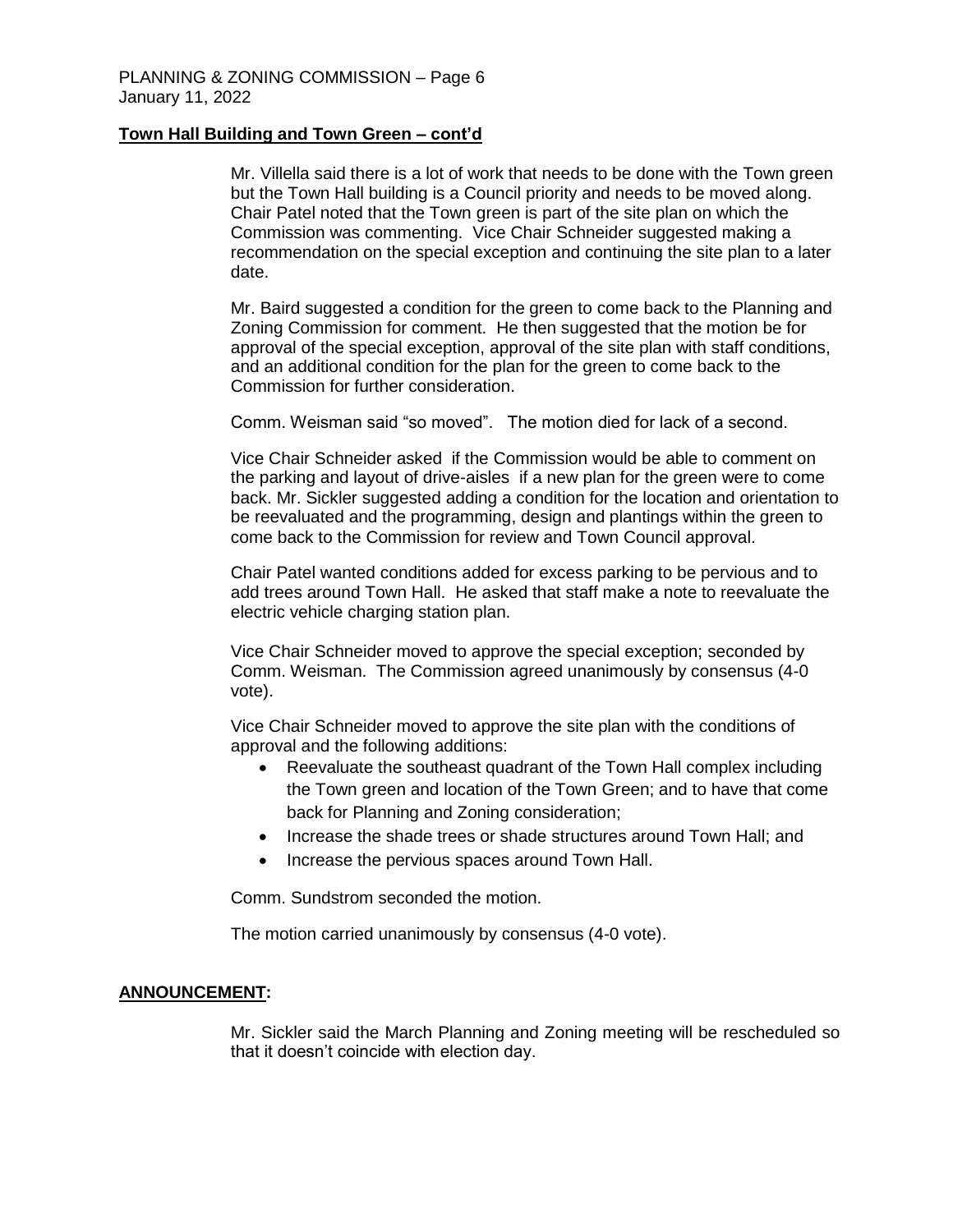**Town Hall Building and Town Green – cont'd**

Mr. Villella said there is a lot of work that needs to be done with the Town green but the Town Hall building is a Council priority and needs to be moved along. Chair Patel noted that the Town green is part of the site plan on which the Commission was commenting. Vice Chair Schneider suggested making a recommendation on the special exception and continuing the site plan to a later date.

Mr. Baird suggested a condition for the green to come back to the Planning and Zoning Commission for comment. He then suggested that the motion be for approval of the special exception, approval of the site plan with staff conditions, and an additional condition for the plan for the green to come back to the Commission for further consideration.

Comm. Weisman said "so moved". The motion died for lack of a second.

Vice Chair Schneider asked if the Commission would be able to comment on the parking and layout of drive-aisles if a new plan for the green were to come back. Mr. Sickler suggested adding a condition for the location and orientation to be reevaluated and the programming, design and plantings within the green to come back to the Commission for review and Town Council approval.

Chair Patel wanted conditions added for excess parking to be pervious and to add trees around Town Hall. He asked that staff make a note to reevaluate the electric vehicle charging station plan.

Vice Chair Schneider moved to approve the special exception; seconded by Comm. Weisman. The Commission agreed unanimously by consensus (4-0 vote).

Vice Chair Schneider moved to approve the site plan with the conditions of approval and the following additions:

- Reevaluate the southeast quadrant of the Town Hall complex including the Town green and location of the Town Green; and to have that come back for Planning and Zoning consideration;
- Increase the shade trees or shade structures around Town Hall; and
- Increase the pervious spaces around Town Hall.

Comm. Sundstrom seconded the motion.

The motion carried unanimously by consensus (4-0 vote).

**ANNOUNCEMENT:**

Mr. Sickler said the March Planning and Zoning meeting will be rescheduled so that it doesn't coincide with election day.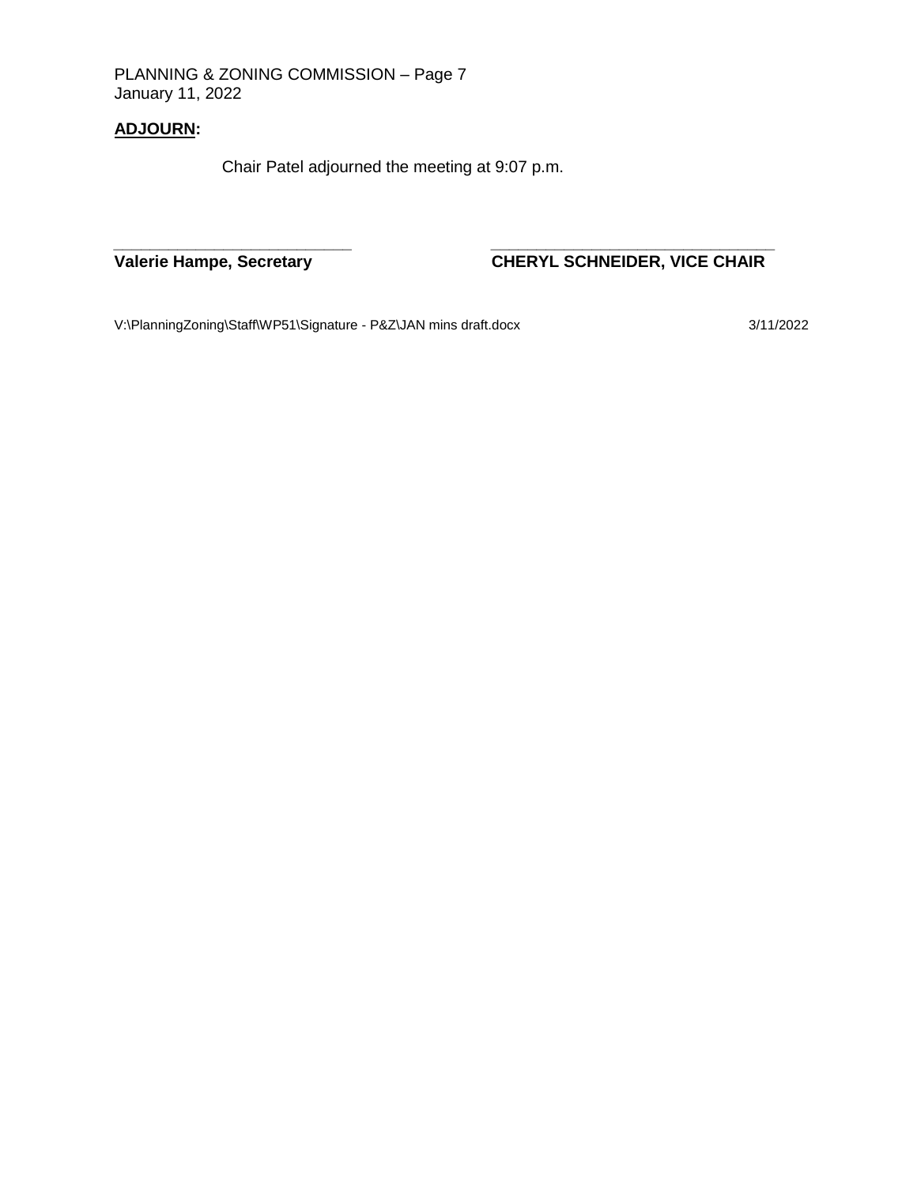**ADJOURN:**

Chair Patel adjourned the meeting at 9:07 p.m.

\_\_\_\_\_\_\_\_\_\_\_\_\_\_\_\_\_\_\_\_\_\_\_\_\_\_\_
**Valerie Hampe, Secretary**

\_\_\_\_\_\_\_\_\_\_\_\_\_\_\_\_\_\_\_\_\_\_\_\_\_\_\_\_\_\_\_\_
**CHERYL SCHNEIDER, VICE CHAIR**

V:\PlanningZoning\Staff\WP51\Signature - P&Z\JAN mins draft.docx 3/11/2022